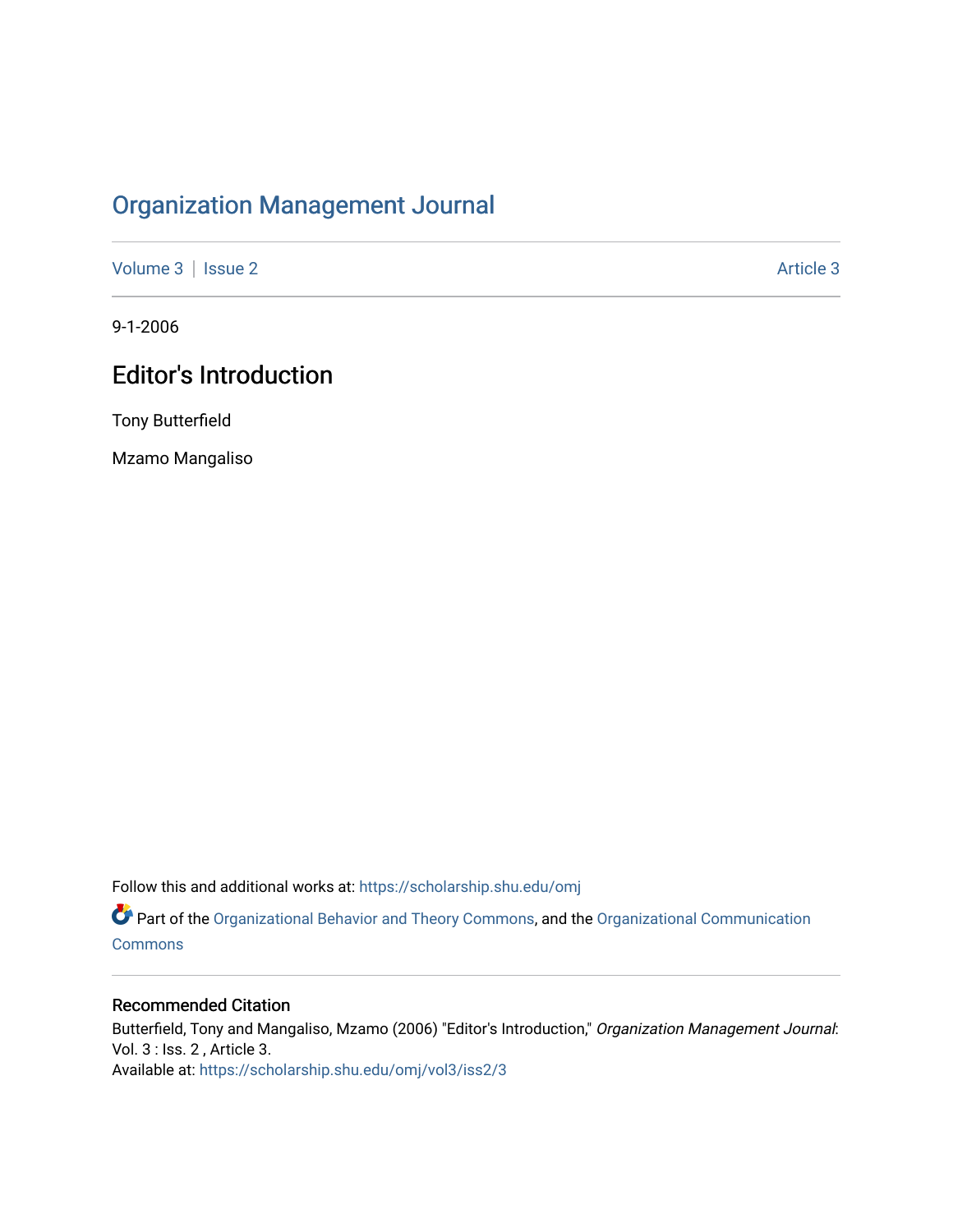# Organization Management Journal

Volume 3 | Issue 2 Article 3

9-1-2006

## Editor's Introduction

Tony Butterfield

Mzamo Mangaliso

Follow this and additional works at: https://scholarship.shu.edu/omj

Part of the Organizational Behavior and Theory Commons, and the Organizational Communication Commons

### Recommended Citation

Butterfield, Tony and Mangaliso, Mzamo (2006) "Editor's Introduction," *Organization Management Journal*: Vol. 3 : Iss. 2 , Article 3.
Available at: https://scholarship.shu.edu/omj/vol3/iss2/3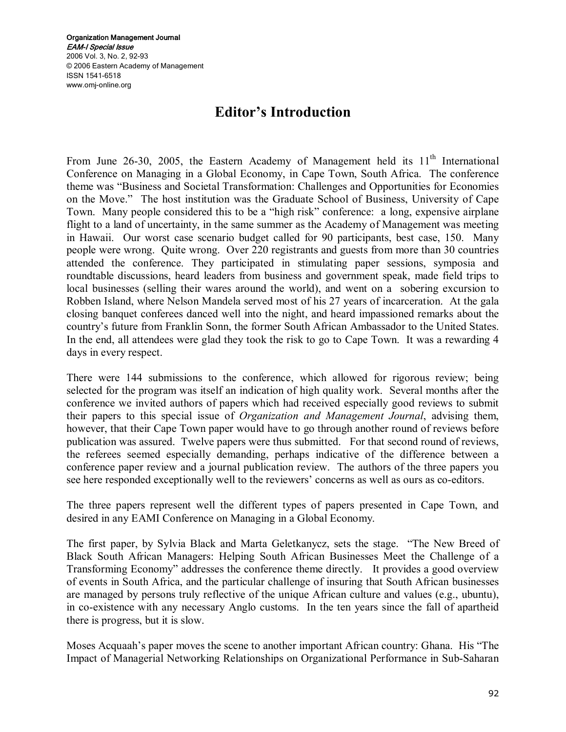# Editor's Introduction

From June 26-30, 2005, the Eastern Academy of Management held its 11th International Conference on Managing in a Global Economy, in Cape Town, South Africa. The conference theme was "Business and Societal Transformation: Challenges and Opportunities for Economies on the Move." The host institution was the Graduate School of Business, University of Cape Town. Many people considered this to be a "high risk" conference: a long, expensive airplane flight to a land of uncertainty, in the same summer as the Academy of Management was meeting in Hawaii. Our worst case scenario budget called for 90 participants, best case, 150. Many people were wrong. Quite wrong. Over 220 registrants and guests from more than 30 countries attended the conference. They participated in stimulating paper sessions, symposia and roundtable discussions, heard leaders from business and government speak, made field trips to local businesses (selling their wares around the world), and went on a sobering excursion to Robben Island, where Nelson Mandela served most of his 27 years of incarceration. At the gala closing banquet conferees danced well into the night, and heard impassioned remarks about the country's future from Franklin Sonn, the former South African Ambassador to the United States. In the end, all attendees were glad they took the risk to go to Cape Town. It was a rewarding 4 days in every respect.

There were 144 submissions to the conference, which allowed for rigorous review; being selected for the program was itself an indication of high quality work. Several months after the conference we invited authors of papers which had received especially good reviews to submit their papers to this special issue of *Organization and Management Journal*, advising them, however, that their Cape Town paper would have to go through another round of reviews before publication was assured. Twelve papers were thus submitted. For that second round of reviews, the referees seemed especially demanding, perhaps indicative of the difference between a conference paper review and a journal publication review. The authors of the three papers you see here responded exceptionally well to the reviewers' concerns as well as ours as co-editors.

The three papers represent well the different types of papers presented in Cape Town, and desired in any EAMI Conference on Managing in a Global Economy.

The first paper, by Sylvia Black and Marta Geletkanycz, sets the stage. "The New Breed of Black South African Managers: Helping South African Businesses Meet the Challenge of a Transforming Economy" addresses the conference theme directly. It provides a good overview of events in South Africa, and the particular challenge of insuring that South African businesses are managed by persons truly reflective of the unique African culture and values (e.g., ubuntu), in co-existence with any necessary Anglo customs. In the ten years since the fall of apartheid there is progress, but it is slow.

Moses Acquaah's paper moves the scene to another important African country: Ghana. His "The Impact of Managerial Networking Relationships on Organizational Performance in Sub-Saharan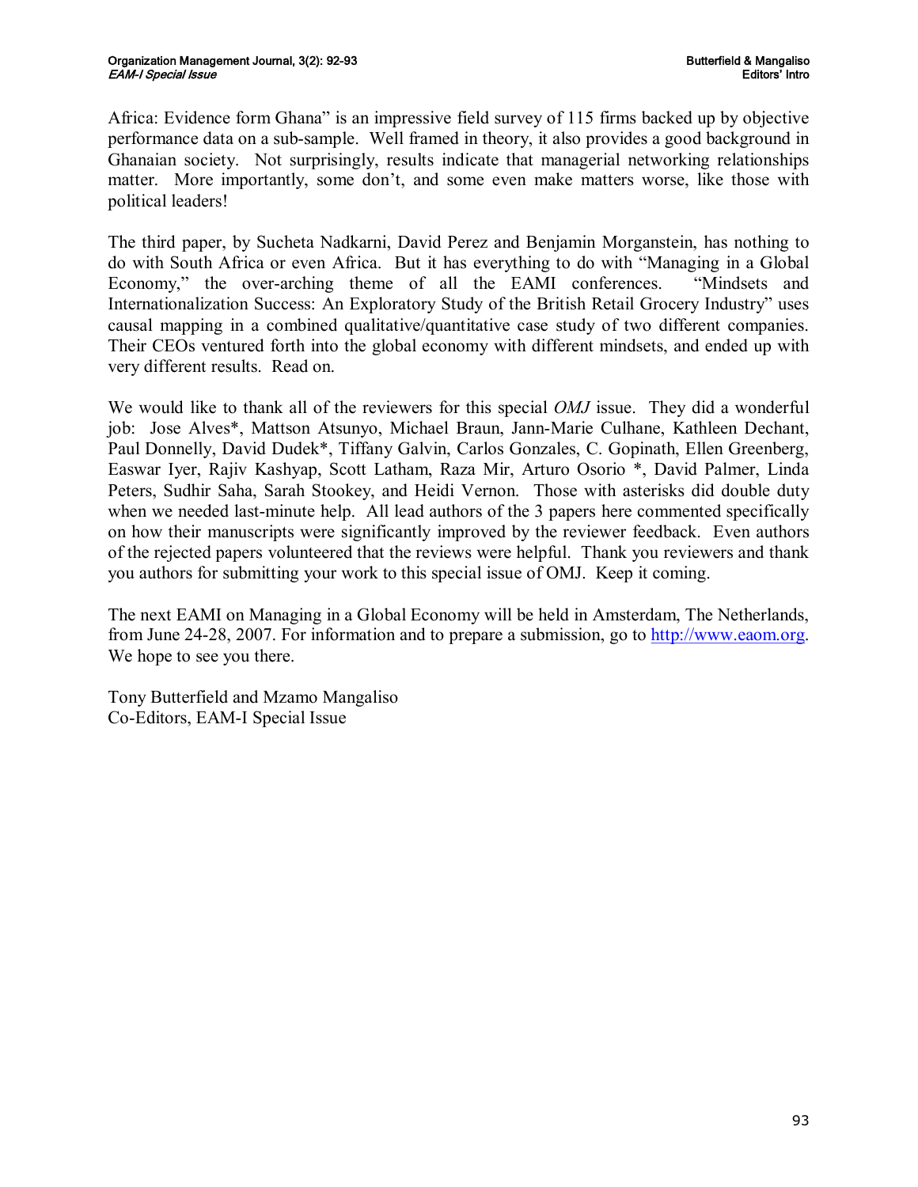Africa: Evidence form Ghana" is an impressive field survey of 115 firms backed up by objective performance data on a sub-sample. Well framed in theory, it also provides a good background in Ghanaian society. Not surprisingly, results indicate that managerial networking relationships matter. More importantly, some don't, and some even make matters worse, like those with political leaders!

The third paper, by Sucheta Nadkarni, David Perez and Benjamin Morganstein, has nothing to do with South Africa or even Africa. But it has everything to do with "Managing in a Global Economy," the over-arching theme of all the EAMI conferences. "Mindsets and Internationalization Success: An Exploratory Study of the British Retail Grocery Industry" uses causal mapping in a combined qualitative/quantitative case study of two different companies. Their CEOs ventured forth into the global economy with different mindsets, and ended up with very different results. Read on.

We would like to thank all of the reviewers for this special *OMJ* issue. They did a wonderful job: Jose Alves*, Mattson Atsunyo, Michael Braun, Jann-Marie Culhane, Kathleen Dechant, Paul Donnelly, David Dudek*, Tiffany Galvin, Carlos Gonzales, C. Gopinath, Ellen Greenberg, Easwar Iyer, Rajiv Kashyap, Scott Latham, Raza Mir, Arturo Osorio *, David Palmer, Linda Peters, Sudhir Saha, Sarah Stookey, and Heidi Vernon. Those with asterisks did double duty when we needed last-minute help. All lead authors of the 3 papers here commented specifically on how their manuscripts were significantly improved by the reviewer feedback. Even authors of the rejected papers volunteered that the reviews were helpful. Thank you reviewers and thank you authors for submitting your work to this special issue of OMJ. Keep it coming.

The next EAMI on Managing in a Global Economy will be held in Amsterdam, The Netherlands, from June 24-28, 2007. For information and to prepare a submission, go to [http://www.eaom.org](http://www.eaom.org). We hope to see you there.

Tony Butterfield and Mzamo Mangaliso
Co-Editors, EAM-I Special Issue